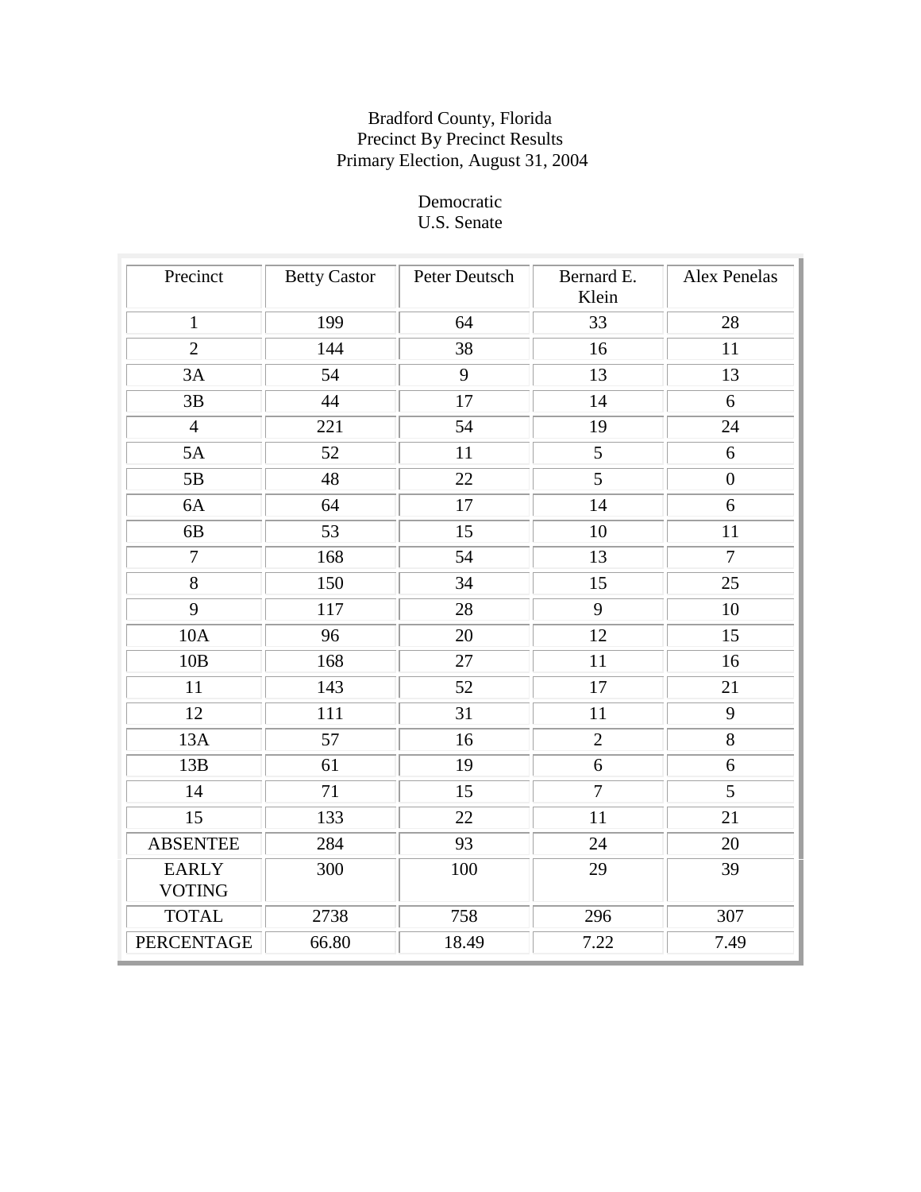Bradford County, Florida
Precinct By Precinct Results
Primary Election, August 31, 2004

Democratic
U.S. Senate

| Precinct | Betty Castor | Peter Deutsch | Bernard E. Klein | Alex Penelas |
|---|---|---|---|---|
| 1 | 199 | 64 | 33 | 28 |
| 2 | 144 | 38 | 16 | 11 |
| 3A | 54 | 9 | 13 | 13 |
| 3B | 44 | 17 | 14 | 6 |
| 4 | 221 | 54 | 19 | 24 |
| 5A | 52 | 11 | 5 | 6 |
| 5B | 48 | 22 | 5 | 0 |
| 6A | 64 | 17 | 14 | 6 |
| 6B | 53 | 15 | 10 | 11 |
| 7 | 168 | 54 | 13 | 7 |
| 8 | 150 | 34 | 15 | 25 |
| 9 | 117 | 28 | 9 | 10 |
| 10A | 96 | 20 | 12 | 15 |
| 10B | 168 | 27 | 11 | 16 |
| 11 | 143 | 52 | 17 | 21 |
| 12 | 111 | 31 | 11 | 9 |
| 13A | 57 | 16 | 2 | 8 |
| 13B | 61 | 19 | 6 | 6 |
| 14 | 71 | 15 | 7 | 5 |
| 15 | 133 | 22 | 11 | 21 |
| ABSENTEE | 284 | 93 | 24 | 20 |
| EARLY VOTING | 300 | 100 | 29 | 39 |
| TOTAL | 2738 | 758 | 296 | 307 |
| PERCENTAGE | 66.80 | 18.49 | 7.22 | 7.49 |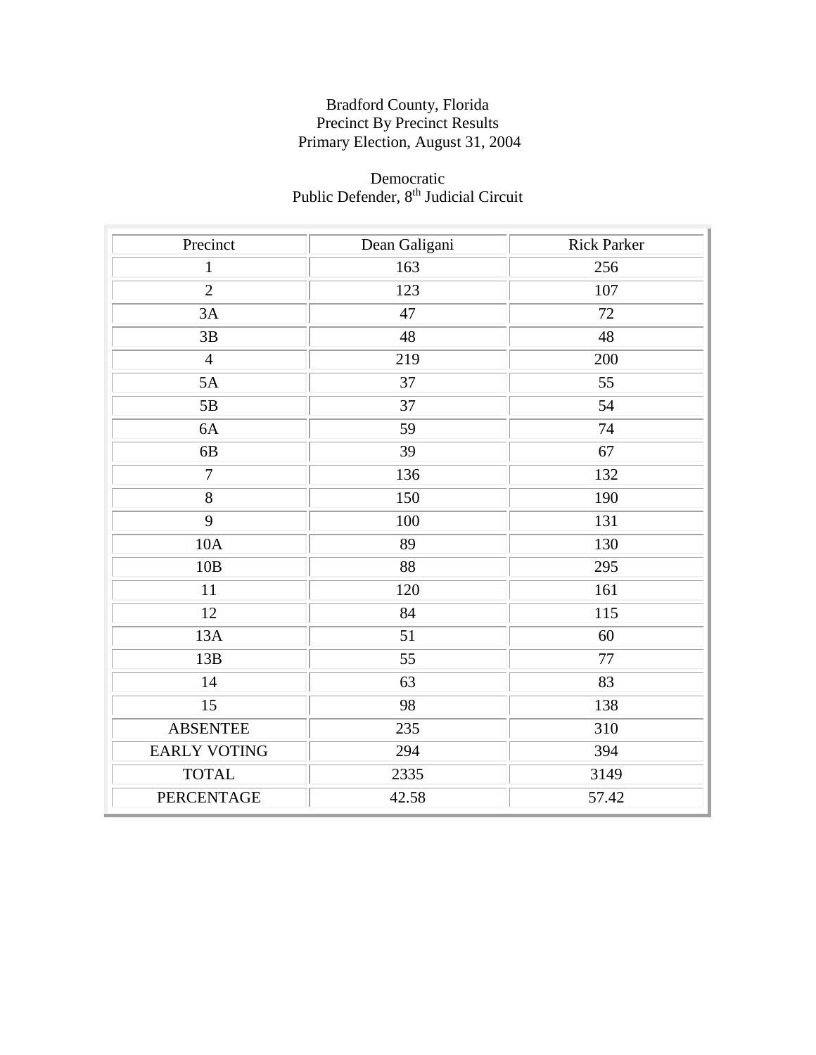Bradford County, Florida
Precinct By Precinct Results
Primary Election, August 31, 2004

Democratic
Public Defender, 8th Judicial Circuit

| Precinct | Dean Galigani | Rick Parker |
|---|---|---|
| 1 | 163 | 256 |
| 2 | 123 | 107 |
| 3A | 47 | 72 |
| 3B | 48 | 48 |
| 4 | 219 | 200 |
| 5A | 37 | 55 |
| 5B | 37 | 54 |
| 6A | 59 | 74 |
| 6B | 39 | 67 |
| 7 | 136 | 132 |
| 8 | 150 | 190 |
| 9 | 100 | 131 |
| 10A | 89 | 130 |
| 10B | 88 | 295 |
| 11 | 120 | 161 |
| 12 | 84 | 115 |
| 13A | 51 | 60 |
| 13B | 55 | 77 |
| 14 | 63 | 83 |
| 15 | 98 | 138 |
| ABSENTEE | 235 | 310 |
| EARLY VOTING | 294 | 394 |
| TOTAL | 2335 | 3149 |
| PERCENTAGE | 42.58 | 57.42 |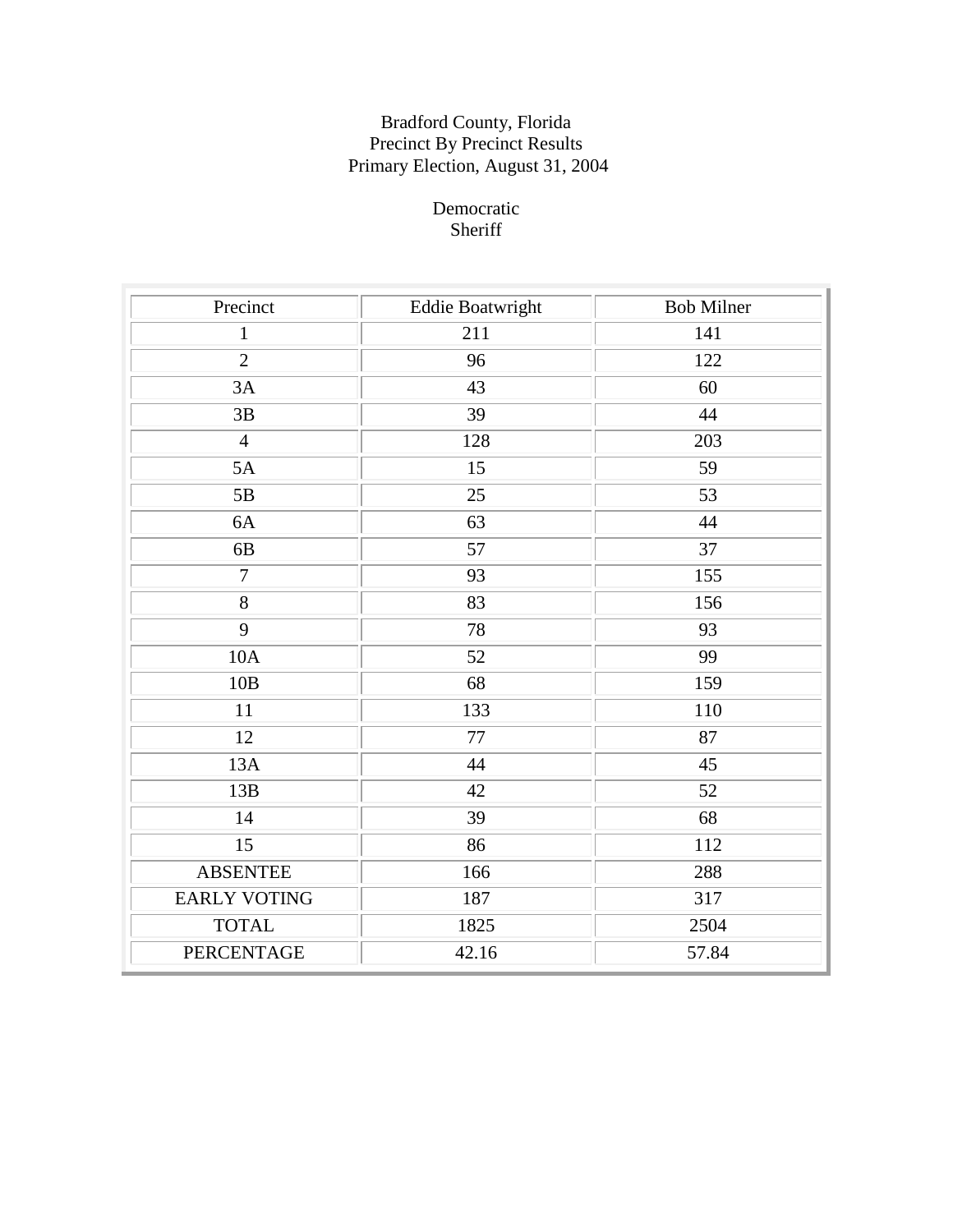Bradford County, Florida
Precinct By Precinct Results
Primary Election, August 31, 2004

Democratic
Sheriff

| Precinct | Eddie Boatwright | Bob Milner |
|---|---|---|
| 1 | 211 | 141 |
| 2 | 96 | 122 |
| 3A | 43 | 60 |
| 3B | 39 | 44 |
| 4 | 128 | 203 |
| 5A | 15 | 59 |
| 5B | 25 | 53 |
| 6A | 63 | 44 |
| 6B | 57 | 37 |
| 7 | 93 | 155 |
| 8 | 83 | 156 |
| 9 | 78 | 93 |
| 10A | 52 | 99 |
| 10B | 68 | 159 |
| 11 | 133 | 110 |
| 12 | 77 | 87 |
| 13A | 44 | 45 |
| 13B | 42 | 52 |
| 14 | 39 | 68 |
| 15 | 86 | 112 |
| ABSENTEE | 166 | 288 |
| EARLY VOTING | 187 | 317 |
| TOTAL | 1825 | 2504 |
| PERCENTAGE | 42.16 | 57.84 |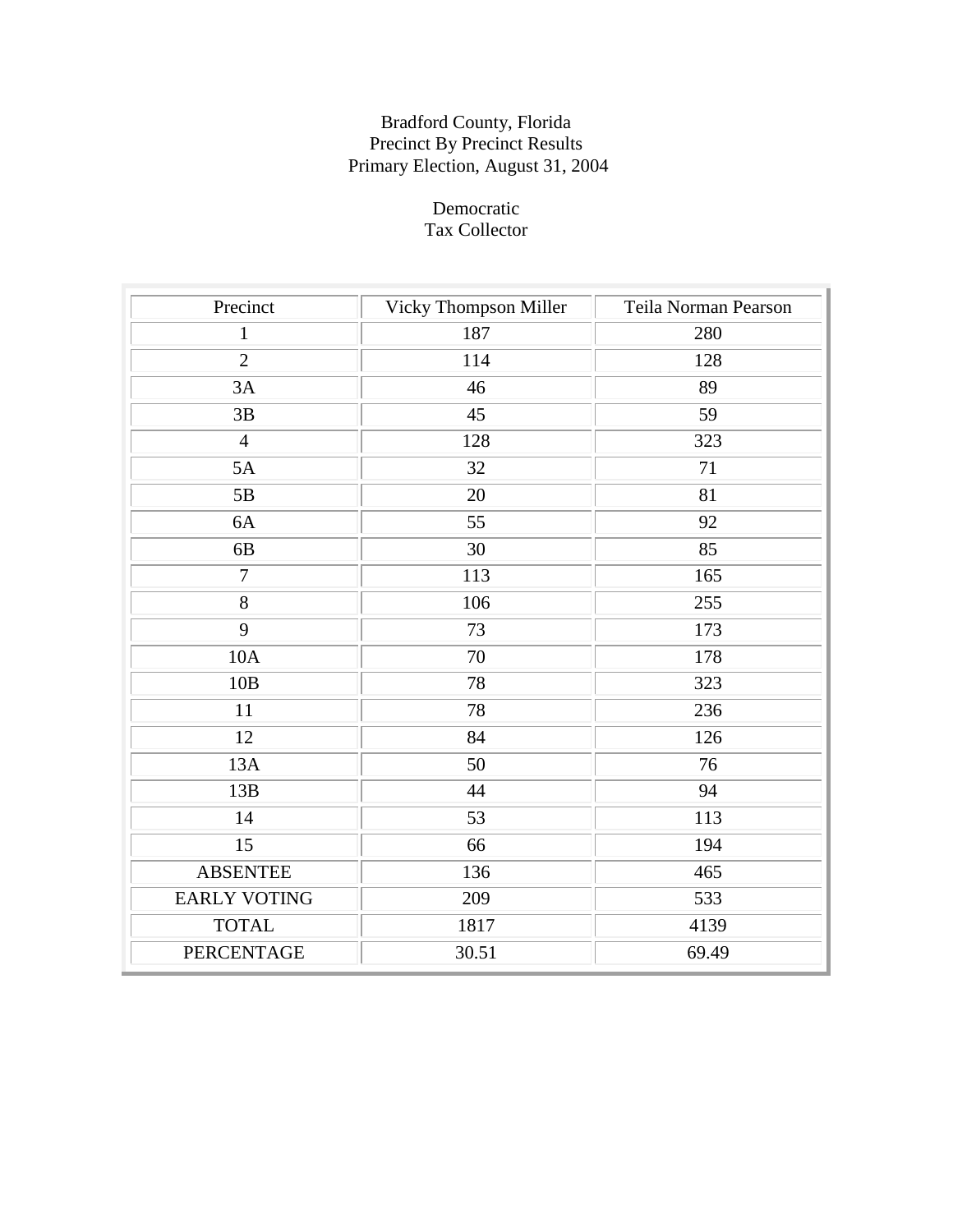Bradford County, Florida
Precinct By Precinct Results
Primary Election, August 31, 2004

Democratic
Tax Collector

| Precinct | Vicky Thompson Miller | Teila Norman Pearson |
|---|---|---|
| 1 | 187 | 280 |
| 2 | 114 | 128 |
| 3A | 46 | 89 |
| 3B | 45 | 59 |
| 4 | 128 | 323 |
| 5A | 32 | 71 |
| 5B | 20 | 81 |
| 6A | 55 | 92 |
| 6B | 30 | 85 |
| 7 | 113 | 165 |
| 8 | 106 | 255 |
| 9 | 73 | 173 |
| 10A | 70 | 178 |
| 10B | 78 | 323 |
| 11 | 78 | 236 |
| 12 | 84 | 126 |
| 13A | 50 | 76 |
| 13B | 44 | 94 |
| 14 | 53 | 113 |
| 15 | 66 | 194 |
| ABSENTEE | 136 | 465 |
| EARLY VOTING | 209 | 533 |
| TOTAL | 1817 | 4139 |
| PERCENTAGE | 30.51 | 69.49 |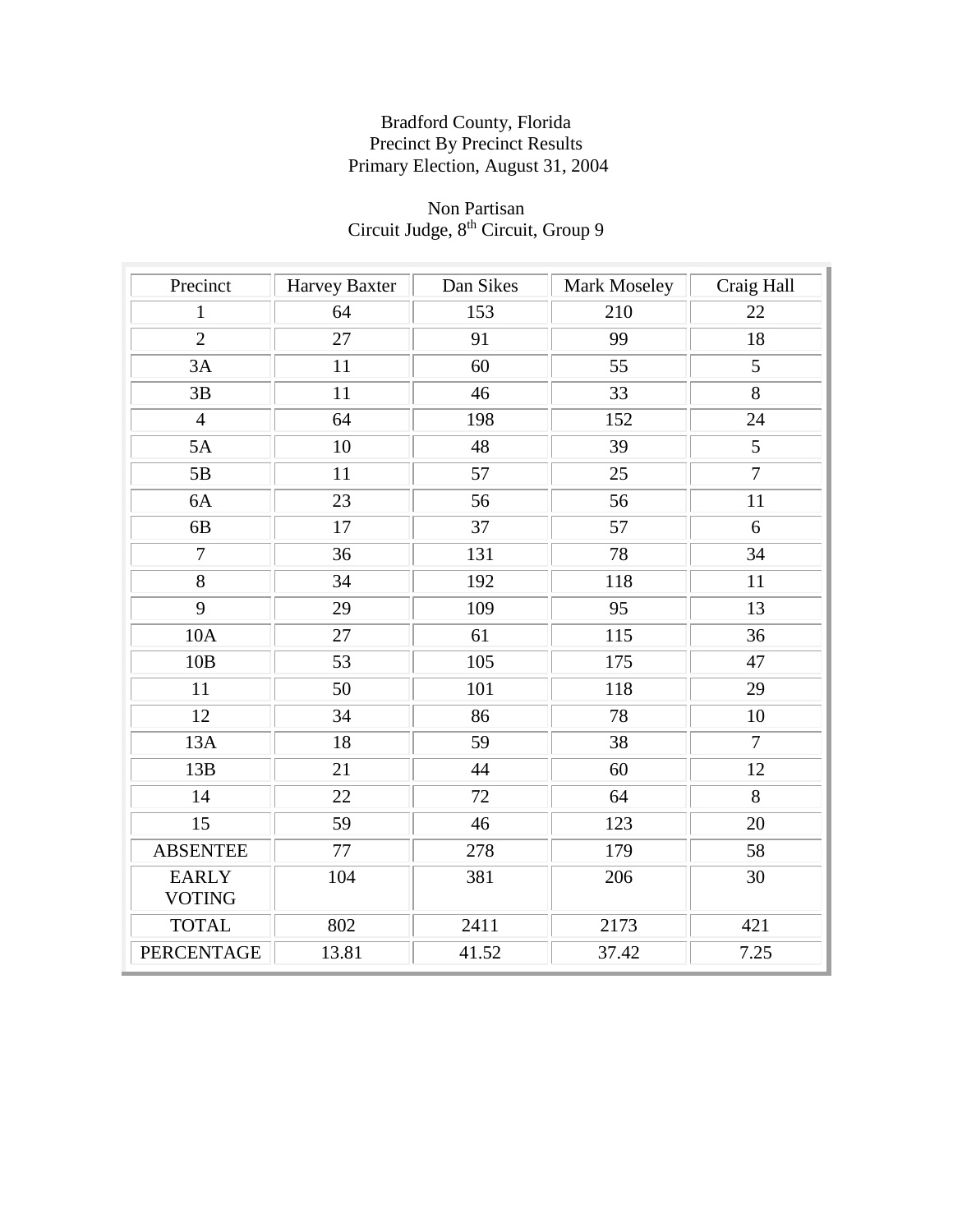Bradford County, Florida
Precinct By Precinct Results
Primary Election, August 31, 2004

Non Partisan
Circuit Judge, 8th Circuit, Group 9

| Precinct | Harvey Baxter | Dan Sikes | Mark Moseley | Craig Hall |
|---|---|---|---|---|
| 1 | 64 | 153 | 210 | 22 |
| 2 | 27 | 91 | 99 | 18 |
| 3A | 11 | 60 | 55 | 5 |
| 3B | 11 | 46 | 33 | 8 |
| 4 | 64 | 198 | 152 | 24 |
| 5A | 10 | 48 | 39 | 5 |
| 5B | 11 | 57 | 25 | 7 |
| 6A | 23 | 56 | 56 | 11 |
| 6B | 17 | 37 | 57 | 6 |
| 7 | 36 | 131 | 78 | 34 |
| 8 | 34 | 192 | 118 | 11 |
| 9 | 29 | 109 | 95 | 13 |
| 10A | 27 | 61 | 115 | 36 |
| 10B | 53 | 105 | 175 | 47 |
| 11 | 50 | 101 | 118 | 29 |
| 12 | 34 | 86 | 78 | 10 |
| 13A | 18 | 59 | 38 | 7 |
| 13B | 21 | 44 | 60 | 12 |
| 14 | 22 | 72 | 64 | 8 |
| 15 | 59 | 46 | 123 | 20 |
| ABSENTEE | 77 | 278 | 179 | 58 |
| EARLY VOTING | 104 | 381 | 206 | 30 |
| TOTAL | 802 | 2411 | 2173 | 421 |
| PERCENTAGE | 13.81 | 41.52 | 37.42 | 7.25 |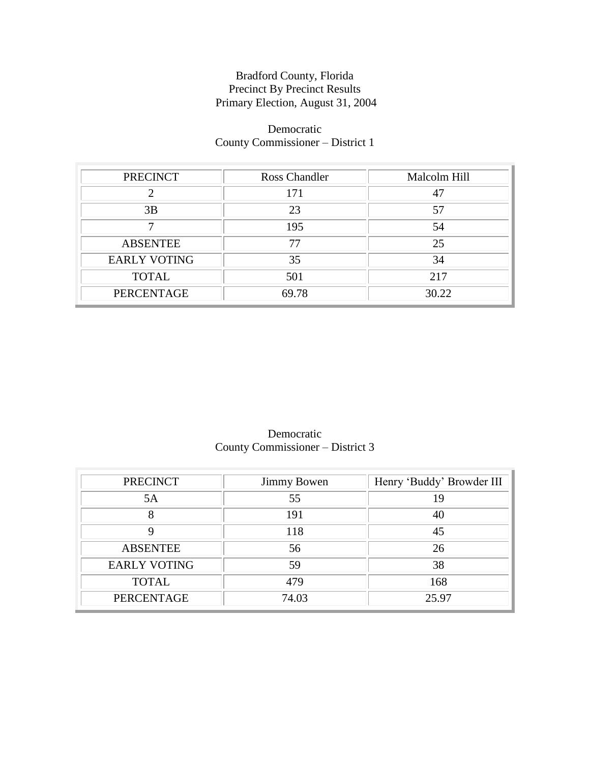Bradford County, Florida
Precinct By Precinct Results
Primary Election, August 31, 2004

Democratic
County Commissioner – District 1

| PRECINCT | Ross Chandler | Malcolm Hill |
|---|---|---|
| 2 | 171 | 47 |
| 3B | 23 | 57 |
| 7 | 195 | 54 |
| ABSENTEE | 77 | 25 |
| EARLY VOTING | 35 | 34 |
| TOTAL | 501 | 217 |
| PERCENTAGE | 69.78 | 30.22 |

Democratic
County Commissioner – District 3

| PRECINCT | Jimmy Bowen | Henry 'Buddy' Browder III |
|---|---|---|
| 5A | 55 | 19 |
| 8 | 191 | 40 |
| 9 | 118 | 45 |
| ABSENTEE | 56 | 26 |
| EARLY VOTING | 59 | 38 |
| TOTAL | 479 | 168 |
| PERCENTAGE | 74.03 | 25.97 |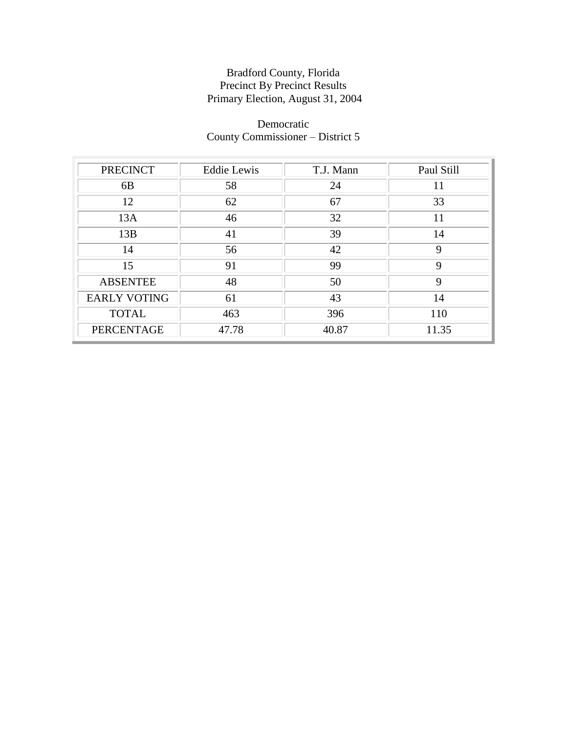Bradford County, Florida
Precinct By Precinct Results
Primary Election, August 31, 2004

Democratic
County Commissioner – District 5

| PRECINCT | Eddie Lewis | T.J. Mann | Paul Still |
|---|---|---|---|
| 6B | 58 | 24 | 11 |
| 12 | 62 | 67 | 33 |
| 13A | 46 | 32 | 11 |
| 13B | 41 | 39 | 14 |
| 14 | 56 | 42 | 9 |
| 15 | 91 | 99 | 9 |
| ABSENTEE | 48 | 50 | 9 |
| EARLY VOTING | 61 | 43 | 14 |
| TOTAL | 463 | 396 | 110 |
| PERCENTAGE | 47.78 | 40.87 | 11.35 |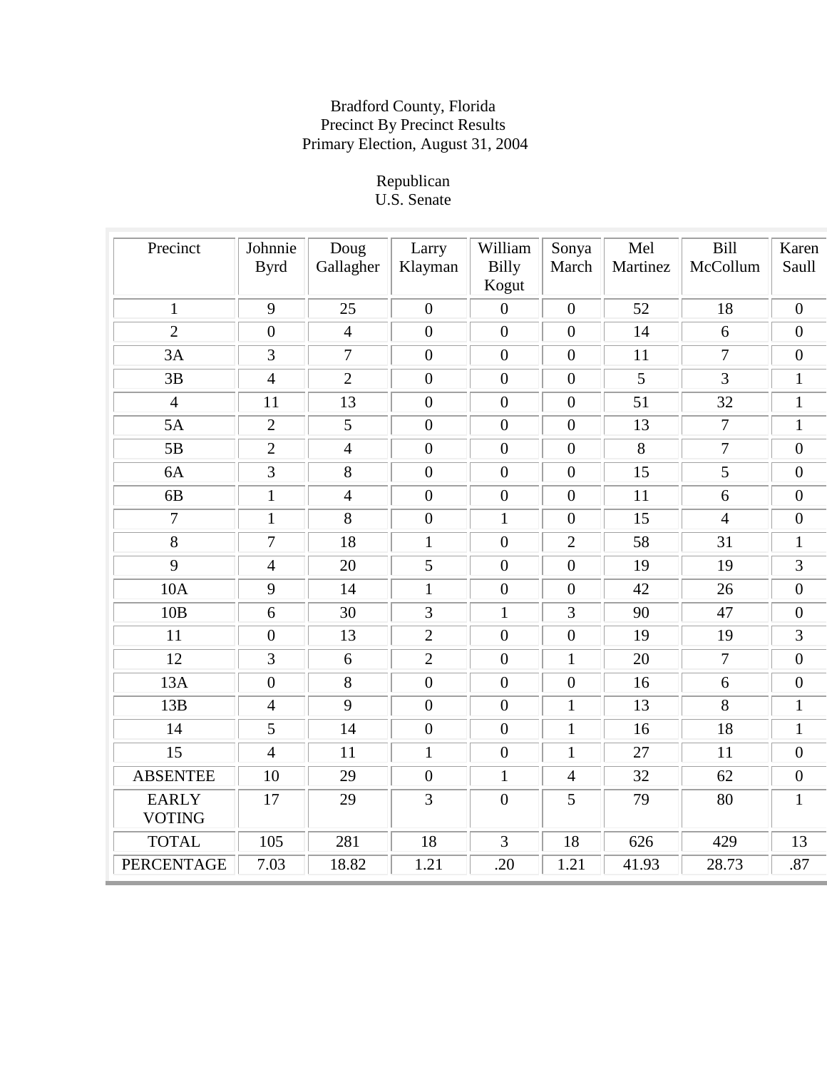Bradford County, Florida
Precinct By Precinct Results
Primary Election, August 31, 2004

Republican
U.S. Senate

| Precinct | Johnnie Byrd | Doug Gallagher | Larry Klayman | William Billy Kogut | Sonya March | Mel Martinez | Bill McCollum | Karen Saull |
|---|---|---|---|---|---|---|---|---|
| 1 | 9 | 25 | 0 | 0 | 0 | 52 | 18 | 0 |
| 2 | 0 | 4 | 0 | 0 | 0 | 14 | 6 | 0 |
| 3A | 3 | 7 | 0 | 0 | 0 | 11 | 7 | 0 |
| 3B | 4 | 2 | 0 | 0 | 0 | 5 | 3 | 1 |
| 4 | 11 | 13 | 0 | 0 | 0 | 51 | 32 | 1 |
| 5A | 2 | 5 | 0 | 0 | 0 | 13 | 7 | 1 |
| 5B | 2 | 4 | 0 | 0 | 0 | 8 | 7 | 0 |
| 6A | 3 | 8 | 0 | 0 | 0 | 15 | 5 | 0 |
| 6B | 1 | 4 | 0 | 0 | 0 | 11 | 6 | 0 |
| 7 | 1 | 8 | 0 | 1 | 0 | 15 | 4 | 0 |
| 8 | 7 | 18 | 1 | 0 | 2 | 58 | 31 | 1 |
| 9 | 4 | 20 | 5 | 0 | 0 | 19 | 19 | 3 |
| 10A | 9 | 14 | 1 | 0 | 0 | 42 | 26 | 0 |
| 10B | 6 | 30 | 3 | 1 | 3 | 90 | 47 | 0 |
| 11 | 0 | 13 | 2 | 0 | 0 | 19 | 19 | 3 |
| 12 | 3 | 6 | 2 | 0 | 1 | 20 | 7 | 0 |
| 13A | 0 | 8 | 0 | 0 | 0 | 16 | 6 | 0 |
| 13B | 4 | 9 | 0 | 0 | 1 | 13 | 8 | 1 |
| 14 | 5 | 14 | 0 | 0 | 1 | 16 | 18 | 1 |
| 15 | 4 | 11 | 1 | 0 | 1 | 27 | 11 | 0 |
| ABSENTEE | 10 | 29 | 0 | 1 | 4 | 32 | 62 | 0 |
| EARLY VOTING | 17 | 29 | 3 | 0 | 5 | 79 | 80 | 1 |
| TOTAL | 105 | 281 | 18 | 3 | 18 | 626 | 429 | 13 |
| PERCENTAGE | 7.03 | 18.82 | 1.21 | .20 | 1.21 | 41.93 | 28.73 | .87 |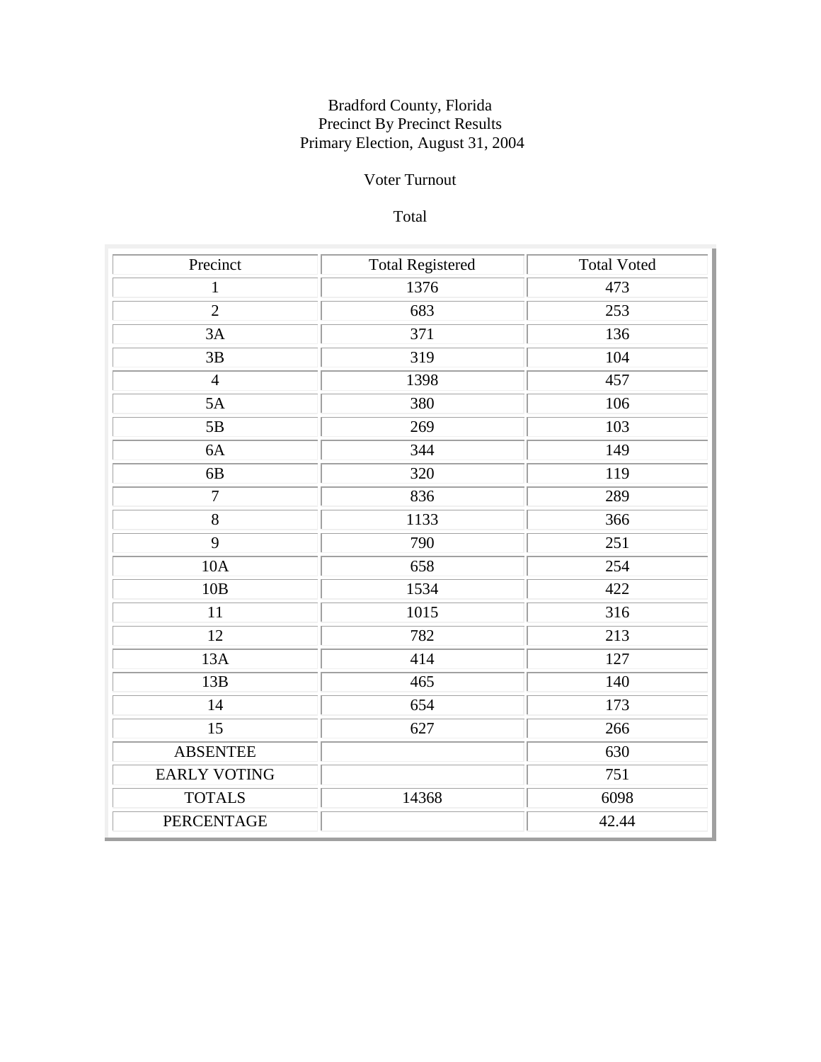Bradford County, Florida
Precinct By Precinct Results
Primary Election, August 31, 2004

Voter Turnout

Total

| Precinct | Total Registered | Total Voted |
|---|---|---|
| 1 | 1376 | 473 |
| 2 | 683 | 253 |
| 3A | 371 | 136 |
| 3B | 319 | 104 |
| 4 | 1398 | 457 |
| 5A | 380 | 106 |
| 5B | 269 | 103 |
| 6A | 344 | 149 |
| 6B | 320 | 119 |
| 7 | 836 | 289 |
| 8 | 1133 | 366 |
| 9 | 790 | 251 |
| 10A | 658 | 254 |
| 10B | 1534 | 422 |
| 11 | 1015 | 316 |
| 12 | 782 | 213 |
| 13A | 414 | 127 |
| 13B | 465 | 140 |
| 14 | 654 | 173 |
| 15 | 627 | 266 |
| ABSENTEE | | 630 |
| EARLY VOTING | | 751 |
| TOTALS | 14368 | 6098 |
| PERCENTAGE | | 42.44 |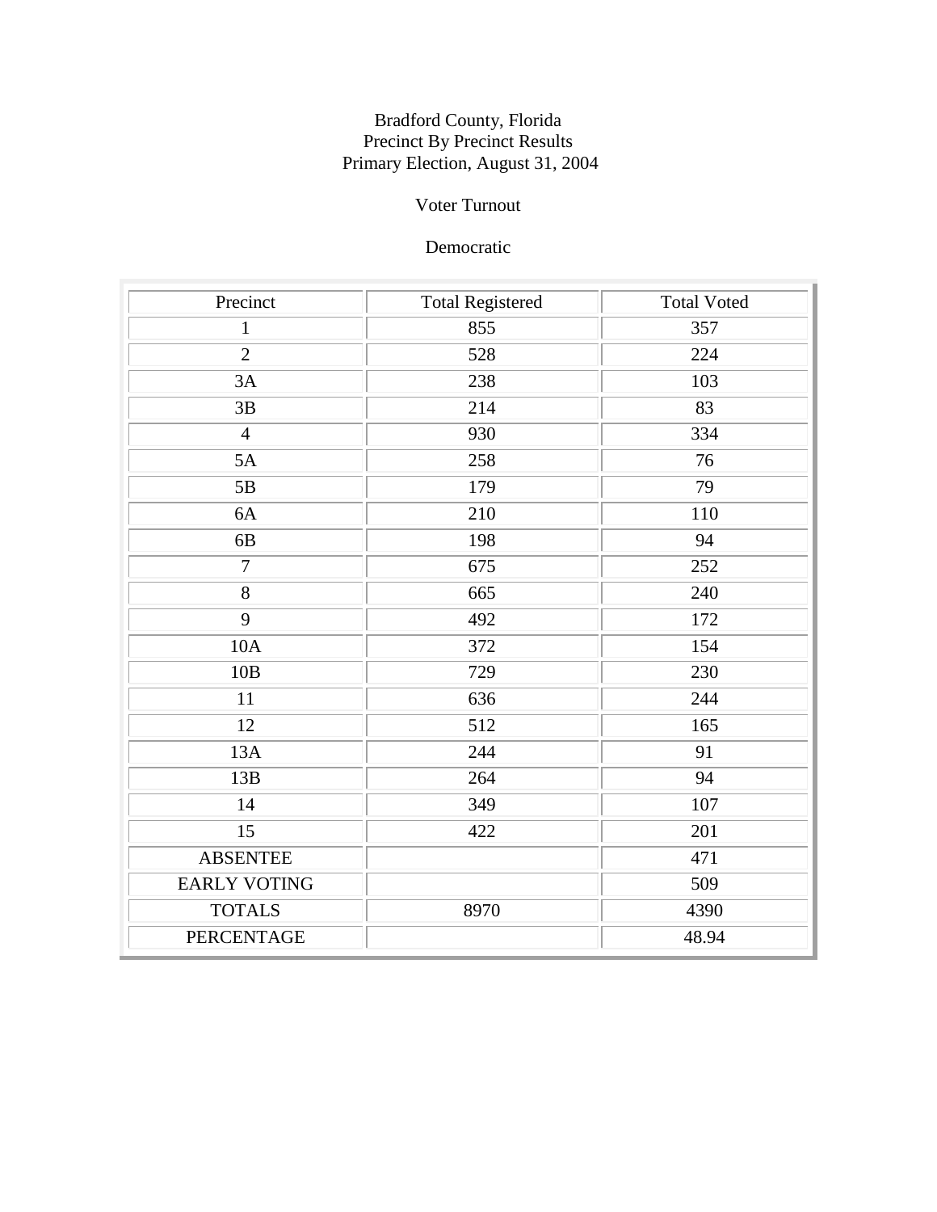Bradford County, Florida
Precinct By Precinct Results
Primary Election, August 31, 2004

Voter Turnout

Democratic

| Precinct | Total Registered | Total Voted |
|---|---|---|
| 1 | 855 | 357 |
| 2 | 528 | 224 |
| 3A | 238 | 103 |
| 3B | 214 | 83 |
| 4 | 930 | 334 |
| 5A | 258 | 76 |
| 5B | 179 | 79 |
| 6A | 210 | 110 |
| 6B | 198 | 94 |
| 7 | 675 | 252 |
| 8 | 665 | 240 |
| 9 | 492 | 172 |
| 10A | 372 | 154 |
| 10B | 729 | 230 |
| 11 | 636 | 244 |
| 12 | 512 | 165 |
| 13A | 244 | 91 |
| 13B | 264 | 94 |
| 14 | 349 | 107 |
| 15 | 422 | 201 |
| ABSENTEE | | 471 |
| EARLY VOTING | | 509 |
| TOTALS | 8970 | 4390 |
| PERCENTAGE | | 48.94 |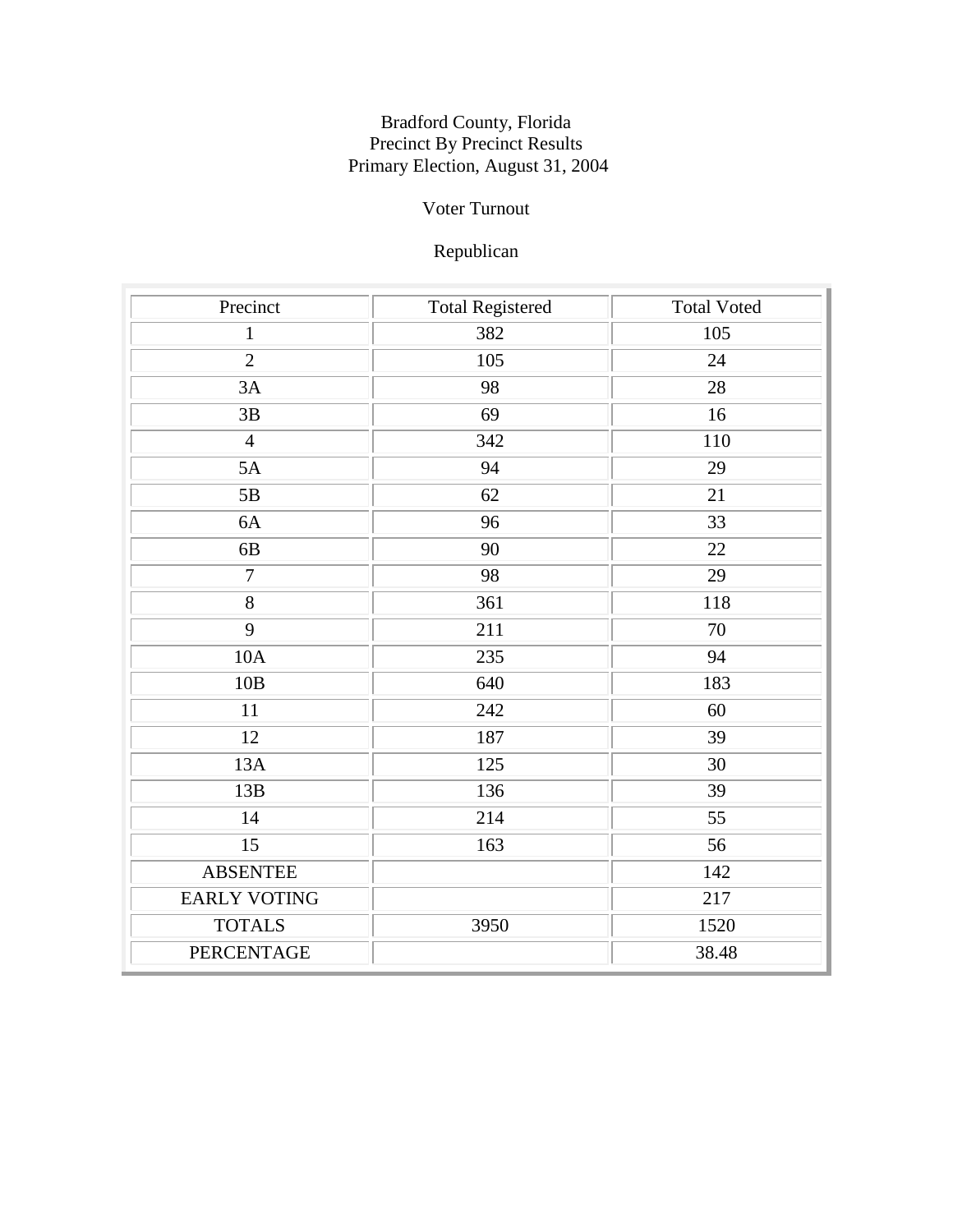Bradford County, Florida
Precinct By Precinct Results
Primary Election, August 31, 2004

Voter Turnout

Republican

| Precinct | Total Registered | Total Voted |
|---|---|---|
| 1 | 382 | 105 |
| 2 | 105 | 24 |
| 3A | 98 | 28 |
| 3B | 69 | 16 |
| 4 | 342 | 110 |
| 5A | 94 | 29 |
| 5B | 62 | 21 |
| 6A | 96 | 33 |
| 6B | 90 | 22 |
| 7 | 98 | 29 |
| 8 | 361 | 118 |
| 9 | 211 | 70 |
| 10A | 235 | 94 |
| 10B | 640 | 183 |
| 11 | 242 | 60 |
| 12 | 187 | 39 |
| 13A | 125 | 30 |
| 13B | 136 | 39 |
| 14 | 214 | 55 |
| 15 | 163 | 56 |
| ABSENTEE | | 142 |
| EARLY VOTING | | 217 |
| TOTALS | 3950 | 1520 |
| PERCENTAGE | | 38.48 |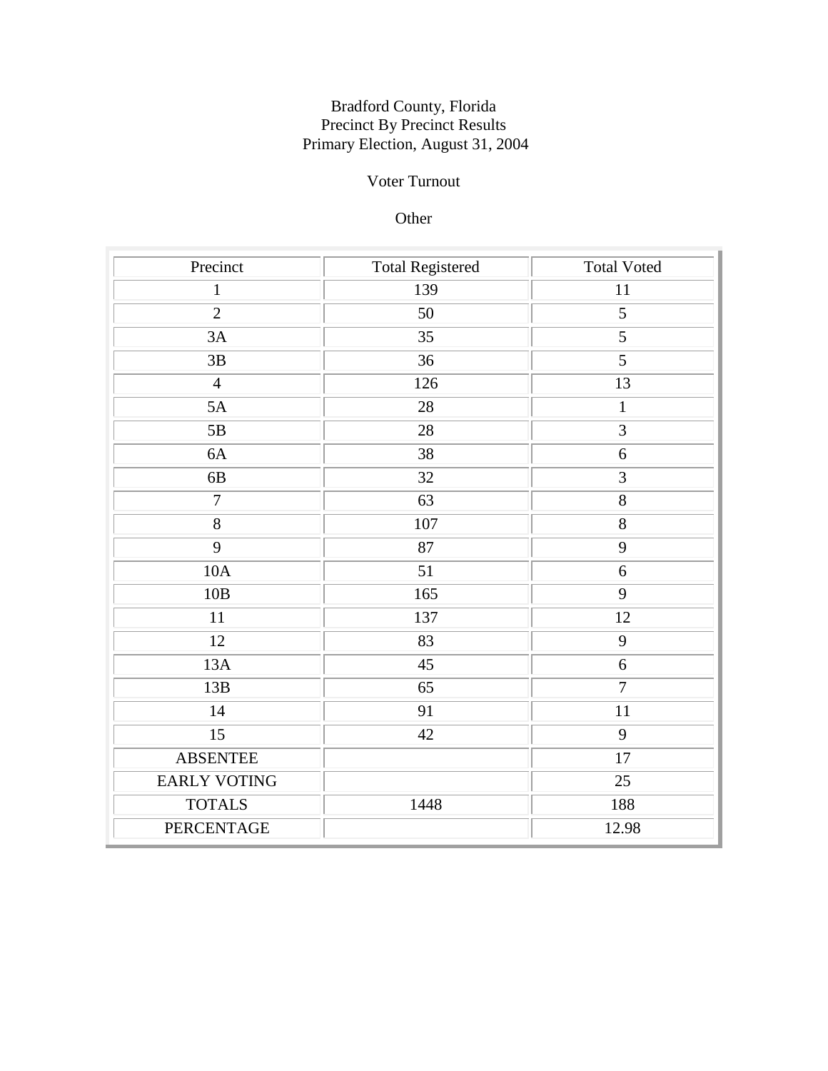Bradford County, Florida
Precinct By Precinct Results
Primary Election, August 31, 2004

Voter Turnout

Other

| Precinct | Total Registered | Total Voted |
| --- | --- | --- |
| 1 | 139 | 11 |
| 2 | 50 | 5 |
| 3A | 35 | 5 |
| 3B | 36 | 5 |
| 4 | 126 | 13 |
| 5A | 28 | 1 |
| 5B | 28 | 3 |
| 6A | 38 | 6 |
| 6B | 32 | 3 |
| 7 | 63 | 8 |
| 8 | 107 | 8 |
| 9 | 87 | 9 |
| 10A | 51 | 6 |
| 10B | 165 | 9 |
| 11 | 137 | 12 |
| 12 | 83 | 9 |
| 13A | 45 | 6 |
| 13B | 65 | 7 |
| 14 | 91 | 11 |
| 15 | 42 | 9 |
| ABSENTEE | | 17 |
| EARLY VOTING | | 25 |
| TOTALS | 1448 | 188 |
| PERCENTAGE | | 12.98 |